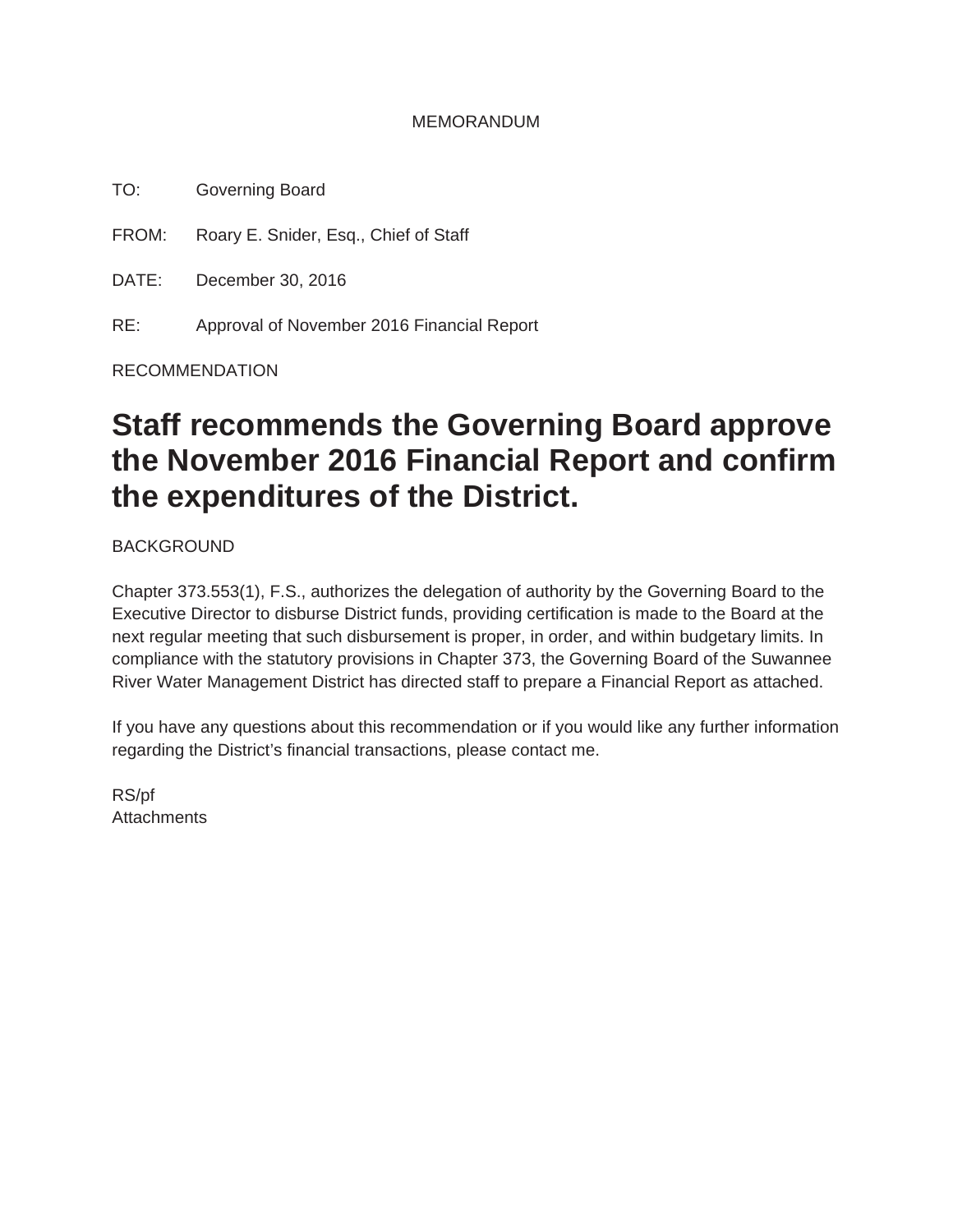MEMORANDUM

TO: Governing Board

FROM: Roary E. Snider, Esq., Chief of Staff

DATE: December 30, 2016

RE: Approval of November 2016 Financial Report

RECOMMENDATION

# Staff recommends the Governing Board approve the November 2016 Financial Report and confirm the expenditures of the District.

BACKGROUND

Chapter 373.553(1), F.S., authorizes the delegation of authority by the Governing Board to the Executive Director to disburse District funds, providing certification is made to the Board at the next regular meeting that such disbursement is proper, in order, and within budgetary limits. In compliance with the statutory provisions in Chapter 373, the Governing Board of the Suwannee River Water Management District has directed staff to prepare a Financial Report as attached.

If you have any questions about this recommendation or if you would like any further information regarding the District's financial transactions, please contact me.

RS/pf
Attachments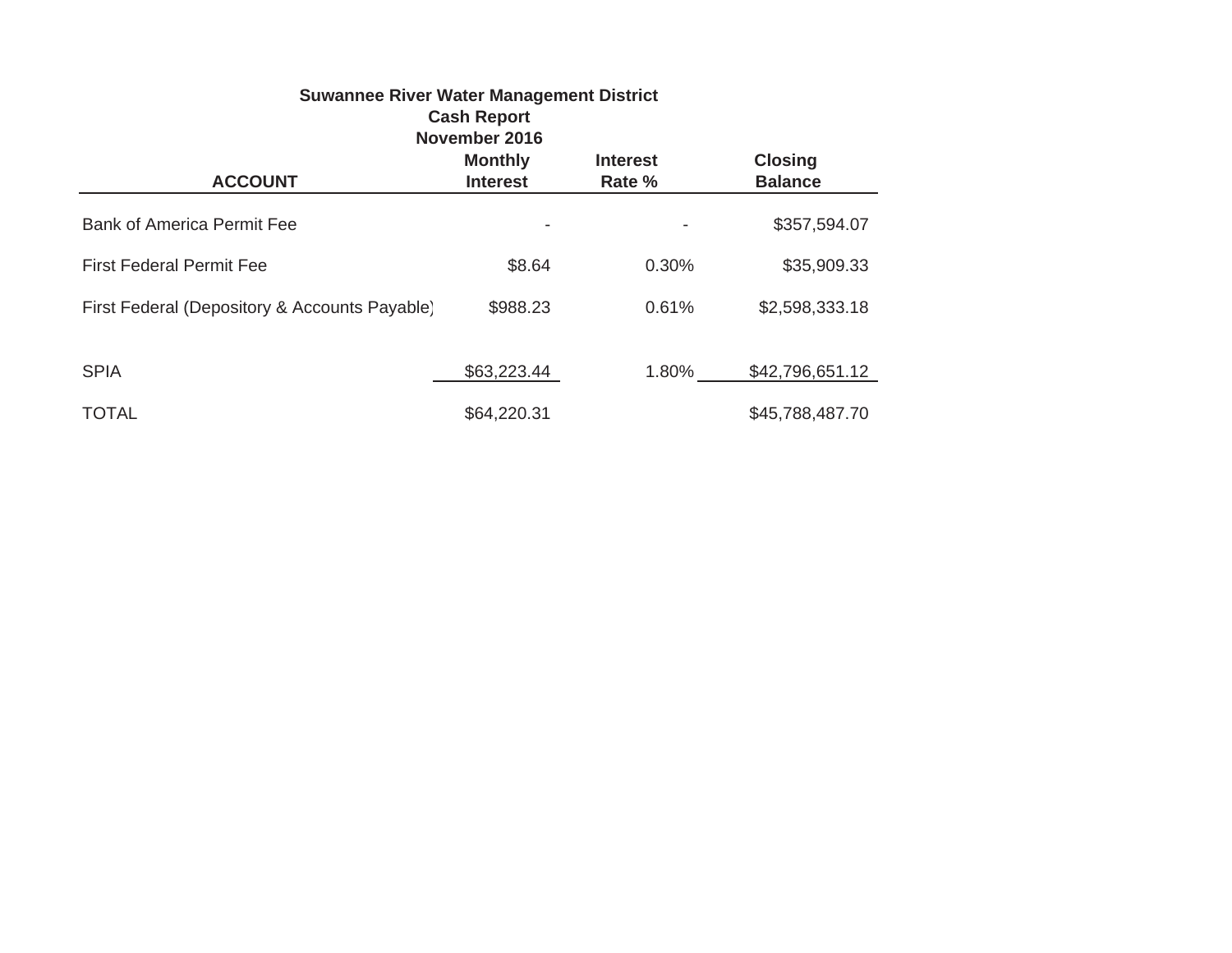**Suwannee River Water Management District**
**Cash Report**
**November 2016**

| ACCOUNT | Monthly Interest | Interest Rate % | Closing Balance |
|---|---|---|---|
| Bank of America Permit Fee | - | - | $357,594.07 |
| First Federal Permit Fee | $8.64 | 0.30% | $35,909.33 |
| First Federal (Depository & Accounts Payable) | $988.23 | 0.61% | $2,598,333.18 |
| SPIA | $63,223.44 | 1.80% | $42,796,651.12 |
| TOTAL | $64,220.31 | | $45,788,487.70 |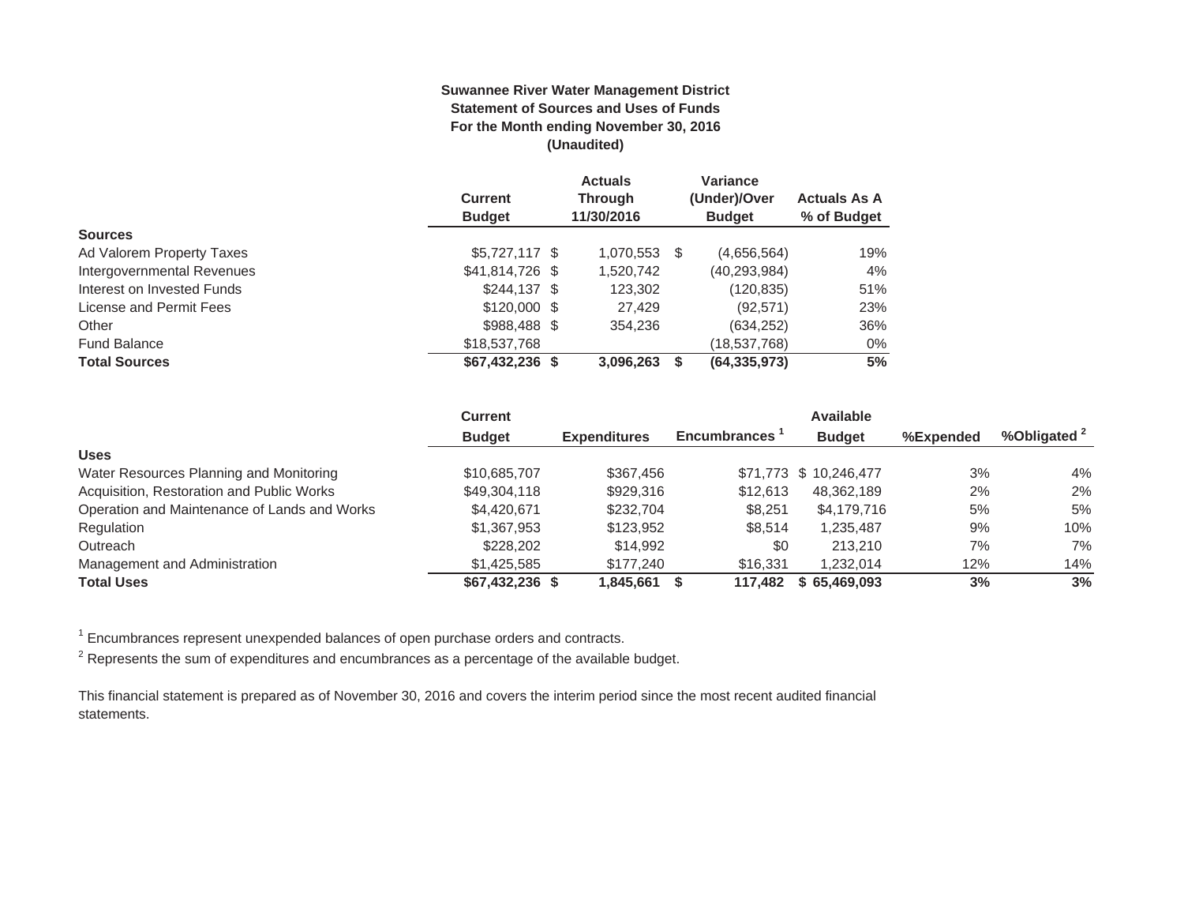**Suwannee River Water Management District**
**Statement of Sources and Uses of Funds**
**For the Month ending November 30, 2016**
**(Unaudited)**

| | Current Budget | Actuals Through 11/30/2016 | Variance (Under)/Over Budget | Actuals As A % of Budget |
|---|---|---|---|---|
| **Sources** | | | | |
| Ad Valorem Property Taxes | $5,727,117 | $ 1,070,553 | $ (4,656,564) | 19% |
| Intergovernmental Revenues | $41,814,726 | $ 1,520,742 | (40,293,984) | 4% |
| Interest on Invested Funds | $244,137 | $ 123,302 | (120,835) | 51% |
| License and Permit Fees | $120,000 | $ 27,429 | (92,571) | 23% |
| Other | $988,488 | $ 354,236 | (634,252) | 36% |
| Fund Balance | $18,537,768 | | (18,537,768) | 0% |
| **Total Sources** | **$67,432,236** | **$ 3,096,263** | **$ (64,335,973)** | **5%** |

| | Current Budget | Expenditures | Encumbrances [1] | Available Budget | %Expended | %Obligated [2] |
|---|---|---|---|---|---|---|
| **Uses** | | | | | | |
| Water Resources Planning and Monitoring | $10,685,707 | $367,456 | $71,773 | $ 10,246,477 | 3% | 4% |
| Acquisition, Restoration and Public Works | $49,304,118 | $929,316 | $12,613 | 48,362,189 | 2% | 2% |
| Operation and Maintenance of Lands and Works | $4,420,671 | $232,704 | $8,251 | $4,179,716 | 5% | 5% |
| Regulation | $1,367,953 | $123,952 | $8,514 | 1,235,487 | 9% | 10% |
| Outreach | $228,202 | $14,992 | $0 | 213,210 | 7% | 7% |
| Management and Administration | $1,425,585 | $177,240 | $16,331 | 1,232,014 | 12% | 14% |
| **Total Uses** | **$67,432,236** | **$ 1,845,661** | **$ 117,482** | **$ 65,469,093** | **3%** | **3%** |

[1] Encumbrances represent unexpended balances of open purchase orders and contracts.

[2] Represents the sum of expenditures and encumbrances as a percentage of the available budget.

This financial statement is prepared as of November 30, 2016 and covers the interim period since the most recent audited financial statements.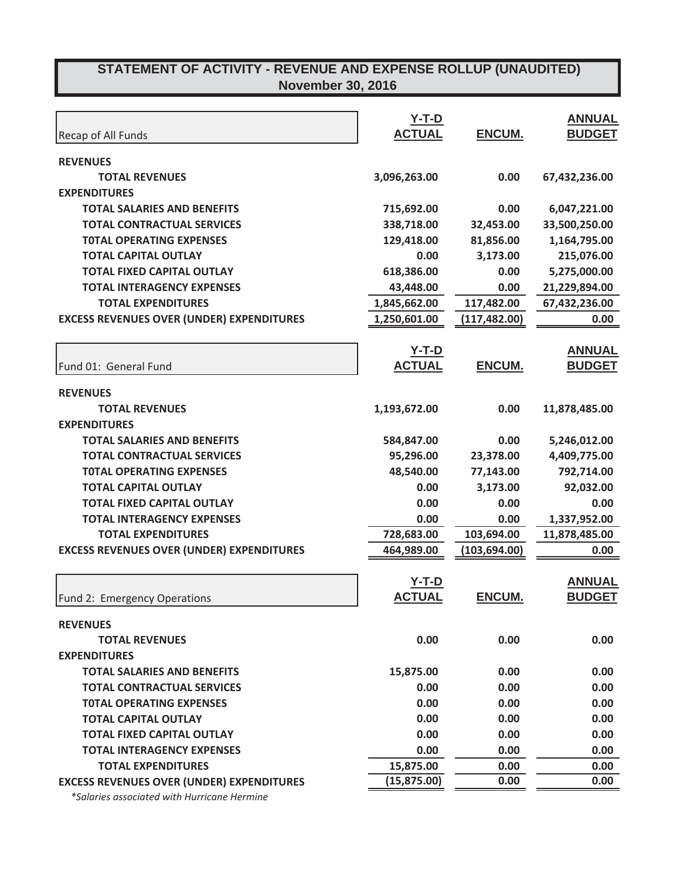# STATEMENT OF ACTIVITY - REVENUE AND EXPENSE ROLLUP (UNAUDITED)
## November 30, 2016

| Recap of All Funds | Y-T-D ACTUAL | ENCUM. | ANNUAL BUDGET |
|---|---|---|---|
| **REVENUES** | | | |
| **TOTAL REVENUES** | 3,096,263.00 | 0.00 | 67,432,236.00 |
| **EXPENDITURES** | | | |
| **TOTAL SALARIES AND BENEFITS** | 715,692.00 | 0.00 | 6,047,221.00 |
| **TOTAL CONTRACTUAL SERVICES** | 338,718.00 | 32,453.00 | 33,500,250.00 |
| **T0TAL OPERATING EXPENSES** | 129,418.00 | 81,856.00 | 1,164,795.00 |
| **TOTAL CAPITAL OUTLAY** | 0.00 | 3,173.00 | 215,076.00 |
| **TOTAL FIXED CAPITAL OUTLAY** | 618,386.00 | 0.00 | 5,275,000.00 |
| **TOTAL INTERAGENCY EXPENSES** | 43,448.00 | 0.00 | 21,229,894.00 |
| **TOTAL EXPENDITURES** | 1,845,662.00 | 117,482.00 | 67,432,236.00 |
| **EXCESS REVENUES OVER (UNDER) EXPENDITURES** | 1,250,601.00 | (117,482.00) | 0.00 |

| Fund 01: General Fund | Y-T-D ACTUAL | ENCUM. | ANNUAL BUDGET |
|---|---|---|---|
| **REVENUES** | | | |
| **TOTAL REVENUES** | 1,193,672.00 | 0.00 | 11,878,485.00 |
| **EXPENDITURES** | | | |
| **TOTAL SALARIES AND BENEFITS** | 584,847.00 | 0.00 | 5,246,012.00 |
| **TOTAL CONTRACTUAL SERVICES** | 95,296.00 | 23,378.00 | 4,409,775.00 |
| **T0TAL OPERATING EXPENSES** | 48,540.00 | 77,143.00 | 792,714.00 |
| **TOTAL CAPITAL OUTLAY** | 0.00 | 3,173.00 | 92,032.00 |
| **TOTAL FIXED CAPITAL OUTLAY** | 0.00 | 0.00 | 0.00 |
| **TOTAL INTERAGENCY EXPENSES** | 0.00 | 0.00 | 1,337,952.00 |
| **TOTAL EXPENDITURES** | 728,683.00 | 103,694.00 | 11,878,485.00 |
| **EXCESS REVENUES OVER (UNDER) EXPENDITURES** | 464,989.00 | (103,694.00) | 0.00 |

| Fund 2: Emergency Operations | Y-T-D ACTUAL | ENCUM. | ANNUAL BUDGET |
|---|---|---|---|
| **REVENUES** | | | |
| **TOTAL REVENUES** | 0.00 | 0.00 | 0.00 |
| **EXPENDITURES** | | | |
| **TOTAL SALARIES AND BENEFITS** | 15,875.00 | 0.00 | 0.00 |
| **TOTAL CONTRACTUAL SERVICES** | 0.00 | 0.00 | 0.00 |
| **T0TAL OPERATING EXPENSES** | 0.00 | 0.00 | 0.00 |
| **TOTAL CAPITAL OUTLAY** | 0.00 | 0.00 | 0.00 |
| **TOTAL FIXED CAPITAL OUTLAY** | 0.00 | 0.00 | 0.00 |
| **TOTAL INTERAGENCY EXPENSES** | 0.00 | 0.00 | 0.00 |
| **TOTAL EXPENDITURES** | 15,875.00 | 0.00 | 0.00 |
| **EXCESS REVENUES OVER (UNDER) EXPENDITURES** | (15,875.00) | 0.00 | 0.00 |

*\*Salaries associated with Hurricane Hermine*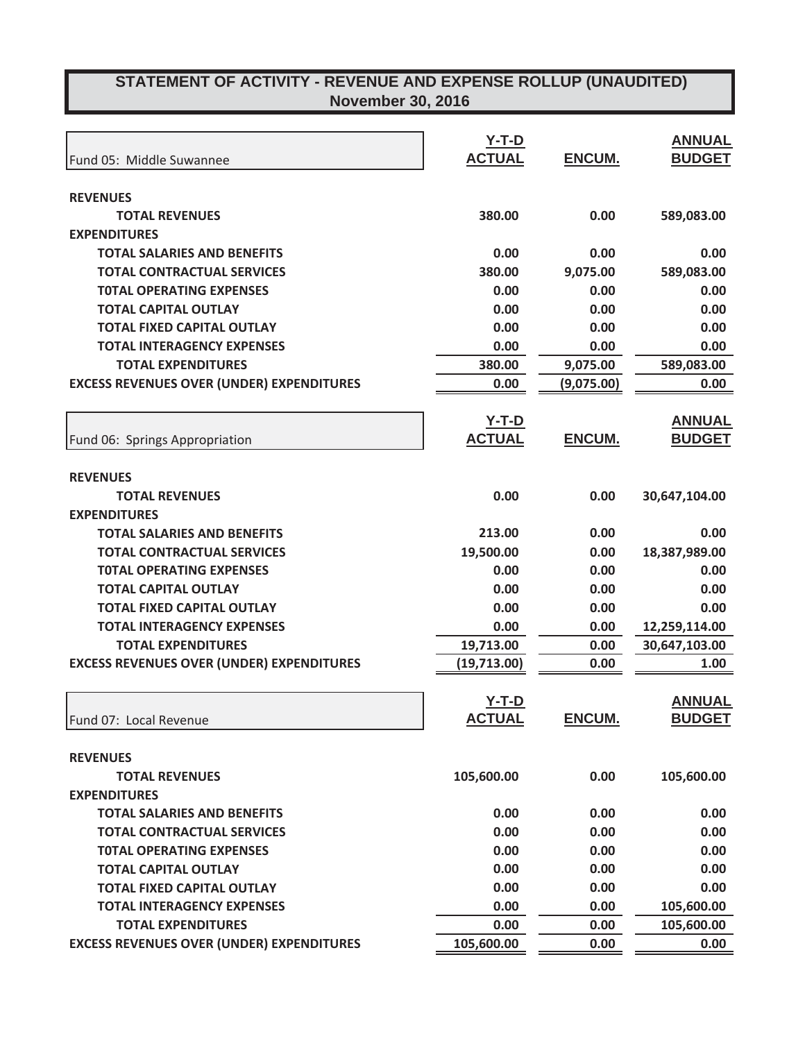# STATEMENT OF ACTIVITY - REVENUE AND EXPENSE ROLLUP (UNAUDITED)
## November 30, 2016

| Fund 05: Middle Suwannee | Y-T-D ACTUAL | ENCUM. | ANNUAL BUDGET |
|---|---|---|---|
| **REVENUES** | | | |
| **TOTAL REVENUES** | **380.00** | **0.00** | **589,083.00** |
| **EXPENDITURES** | | | |
| **TOTAL SALARIES AND BENEFITS** | **0.00** | **0.00** | **0.00** |
| **TOTAL CONTRACTUAL SERVICES** | **380.00** | **9,075.00** | **589,083.00** |
| **T0TAL OPERATING EXPENSES** | **0.00** | **0.00** | **0.00** |
| **TOTAL CAPITAL OUTLAY** | **0.00** | **0.00** | **0.00** |
| **TOTAL FIXED CAPITAL OUTLAY** | **0.00** | **0.00** | **0.00** |
| **TOTAL INTERAGENCY EXPENSES** | **0.00** | **0.00** | **0.00** |
| **TOTAL EXPENDITURES** | **380.00** | **9,075.00** | **589,083.00** |
| **EXCESS REVENUES OVER (UNDER) EXPENDITURES** | **0.00** | **(9,075.00)** | **0.00** |

| Fund 06: Springs Appropriation | Y-T-D ACTUAL | ENCUM. | ANNUAL BUDGET |
|---|---|---|---|
| **REVENUES** | | | |
| **TOTAL REVENUES** | **0.00** | **0.00** | **30,647,104.00** |
| **EXPENDITURES** | | | |
| **TOTAL SALARIES AND BENEFITS** | **213.00** | **0.00** | **0.00** |
| **TOTAL CONTRACTUAL SERVICES** | **19,500.00** | **0.00** | **18,387,989.00** |
| **T0TAL OPERATING EXPENSES** | **0.00** | **0.00** | **0.00** |
| **TOTAL CAPITAL OUTLAY** | **0.00** | **0.00** | **0.00** |
| **TOTAL FIXED CAPITAL OUTLAY** | **0.00** | **0.00** | **0.00** |
| **TOTAL INTERAGENCY EXPENSES** | **0.00** | **0.00** | **12,259,114.00** |
| **TOTAL EXPENDITURES** | **19,713.00** | **0.00** | **30,647,103.00** |
| **EXCESS REVENUES OVER (UNDER) EXPENDITURES** | **(19,713.00)** | **0.00** | **1.00** |

| Fund 07: Local Revenue | Y-T-D ACTUAL | ENCUM. | ANNUAL BUDGET |
|---|---|---|---|
| **REVENUES** | | | |
| **TOTAL REVENUES** | **105,600.00** | **0.00** | **105,600.00** |
| **EXPENDITURES** | | | |
| **TOTAL SALARIES AND BENEFITS** | **0.00** | **0.00** | **0.00** |
| **TOTAL CONTRACTUAL SERVICES** | **0.00** | **0.00** | **0.00** |
| **T0TAL OPERATING EXPENSES** | **0.00** | **0.00** | **0.00** |
| **TOTAL CAPITAL OUTLAY** | **0.00** | **0.00** | **0.00** |
| **TOTAL FIXED CAPITAL OUTLAY** | **0.00** | **0.00** | **0.00** |
| **TOTAL INTERAGENCY EXPENSES** | **0.00** | **0.00** | **105,600.00** |
| **TOTAL EXPENDITURES** | **0.00** | **0.00** | **105,600.00** |
| **EXCESS REVENUES OVER (UNDER) EXPENDITURES** | **105,600.00** | **0.00** | **0.00** |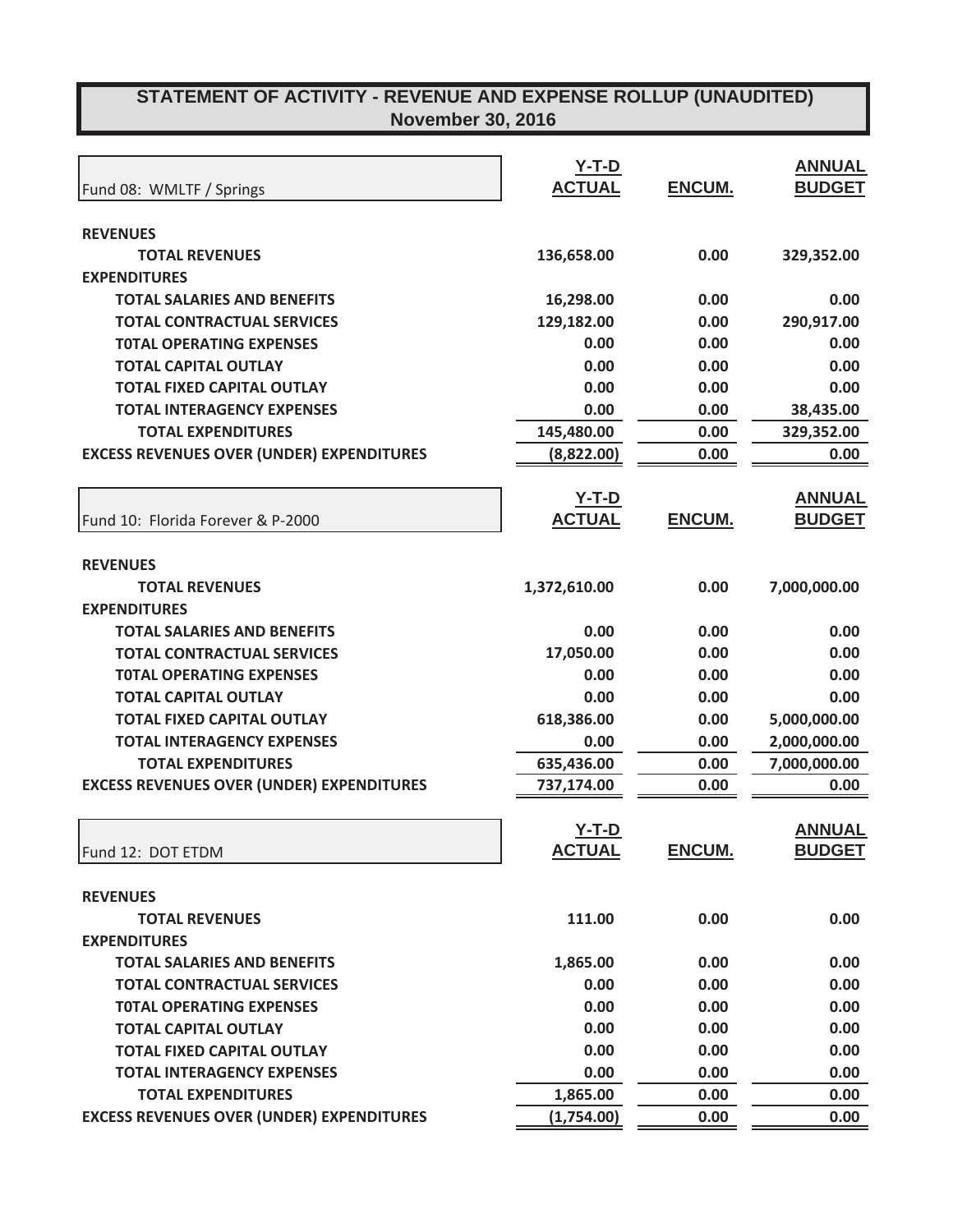# STATEMENT OF ACTIVITY - REVENUE AND EXPENSE ROLLUP (UNAUDITED)
## November 30, 2016

| Fund 08: WMLTF / Springs | Y-T-D ACTUAL | ENCUM. | ANNUAL BUDGET |
|---|---|---|---|
| **REVENUES** | | | |
| **TOTAL REVENUES** | 136,658.00 | 0.00 | 329,352.00 |
| **EXPENDITURES** | | | |
| **TOTAL SALARIES AND BENEFITS** | 16,298.00 | 0.00 | 0.00 |
| **TOTAL CONTRACTUAL SERVICES** | 129,182.00 | 0.00 | 290,917.00 |
| **T0TAL OPERATING EXPENSES** | 0.00 | 0.00 | 0.00 |
| **TOTAL CAPITAL OUTLAY** | 0.00 | 0.00 | 0.00 |
| **TOTAL FIXED CAPITAL OUTLAY** | 0.00 | 0.00 | 0.00 |
| **TOTAL INTERAGENCY EXPENSES** | 0.00 | 0.00 | 38,435.00 |
| **TOTAL EXPENDITURES** | 145,480.00 | 0.00 | 329,352.00 |
| **EXCESS REVENUES OVER (UNDER) EXPENDITURES** | (8,822.00) | 0.00 | 0.00 |

| Fund 10: Florida Forever & P-2000 | Y-T-D ACTUAL | ENCUM. | ANNUAL BUDGET |
|---|---|---|---|
| **REVENUES** | | | |
| **TOTAL REVENUES** | 1,372,610.00 | 0.00 | 7,000,000.00 |
| **EXPENDITURES** | | | |
| **TOTAL SALARIES AND BENEFITS** | 0.00 | 0.00 | 0.00 |
| **TOTAL CONTRACTUAL SERVICES** | 17,050.00 | 0.00 | 0.00 |
| **T0TAL OPERATING EXPENSES** | 0.00 | 0.00 | 0.00 |
| **TOTAL CAPITAL OUTLAY** | 0.00 | 0.00 | 0.00 |
| **TOTAL FIXED CAPITAL OUTLAY** | 618,386.00 | 0.00 | 5,000,000.00 |
| **TOTAL INTERAGENCY EXPENSES** | 0.00 | 0.00 | 2,000,000.00 |
| **TOTAL EXPENDITURES** | 635,436.00 | 0.00 | 7,000,000.00 |
| **EXCESS REVENUES OVER (UNDER) EXPENDITURES** | 737,174.00 | 0.00 | 0.00 |

| Fund 12: DOT ETDM | Y-T-D ACTUAL | ENCUM. | ANNUAL BUDGET |
|---|---|---|---|
| **REVENUES** | | | |
| **TOTAL REVENUES** | 111.00 | 0.00 | 0.00 |
| **EXPENDITURES** | | | |
| **TOTAL SALARIES AND BENEFITS** | 1,865.00 | 0.00 | 0.00 |
| **TOTAL CONTRACTUAL SERVICES** | 0.00 | 0.00 | 0.00 |
| **T0TAL OPERATING EXPENSES** | 0.00 | 0.00 | 0.00 |
| **TOTAL CAPITAL OUTLAY** | 0.00 | 0.00 | 0.00 |
| **TOTAL FIXED CAPITAL OUTLAY** | 0.00 | 0.00 | 0.00 |
| **TOTAL INTERAGENCY EXPENSES** | 0.00 | 0.00 | 0.00 |
| **TOTAL EXPENDITURES** | 1,865.00 | 0.00 | 0.00 |
| **EXCESS REVENUES OVER (UNDER) EXPENDITURES** | (1,754.00) | 0.00 | 0.00 |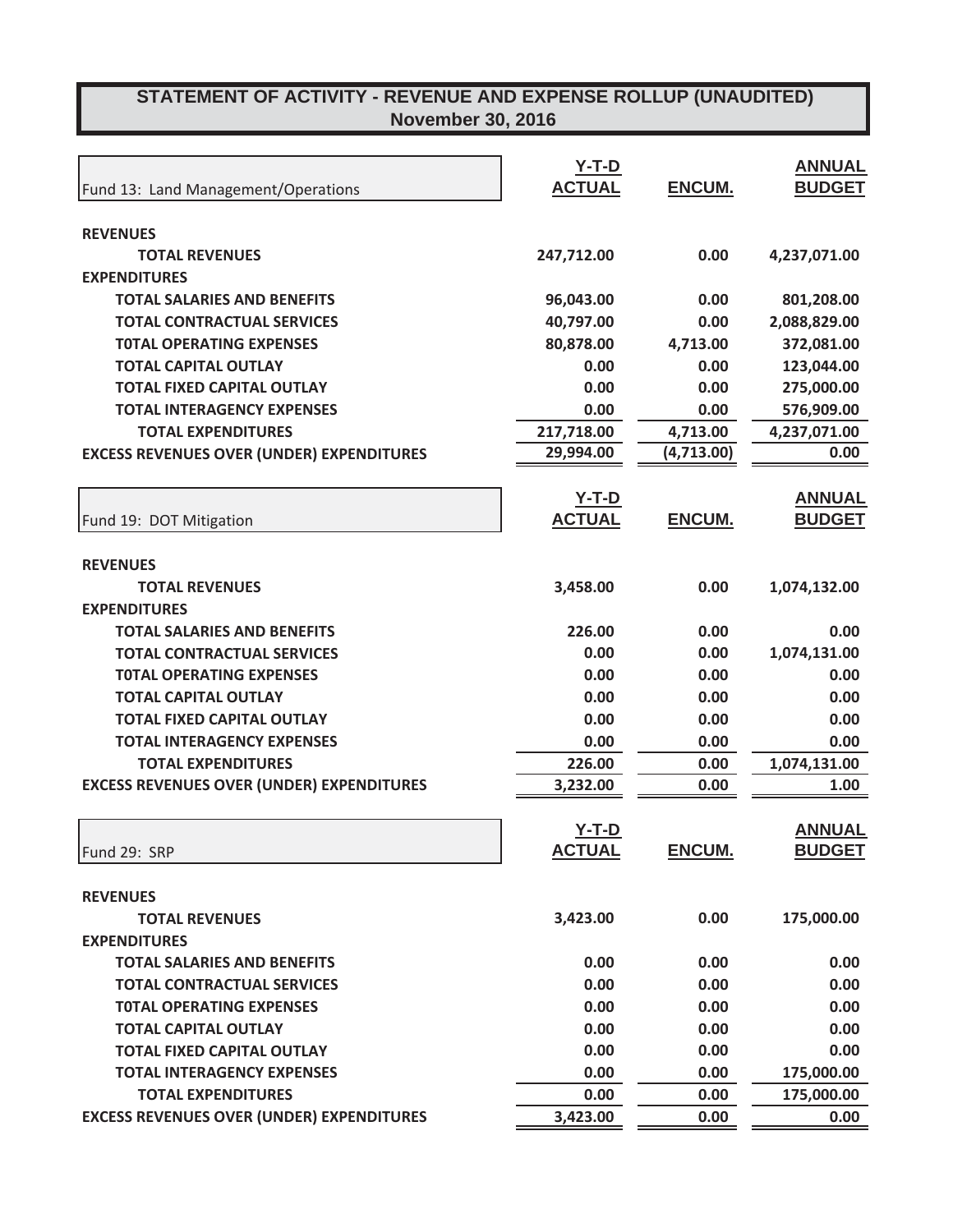# STATEMENT OF ACTIVITY - REVENUE AND EXPENSE ROLLUP (UNAUDITED)
## November 30, 2016

| Fund 13: Land Management/Operations | Y-T-D ACTUAL | ENCUM. | ANNUAL BUDGET |
|---|---|---|---|
| **REVENUES** | | | |
| **TOTAL REVENUES** | 247,712.00 | 0.00 | 4,237,071.00 |
| **EXPENDITURES** | | | |
| **TOTAL SALARIES AND BENEFITS** | 96,043.00 | 0.00 | 801,208.00 |
| **TOTAL CONTRACTUAL SERVICES** | 40,797.00 | 0.00 | 2,088,829.00 |
| **T0TAL OPERATING EXPENSES** | 80,878.00 | 4,713.00 | 372,081.00 |
| **TOTAL CAPITAL OUTLAY** | 0.00 | 0.00 | 123,044.00 |
| **TOTAL FIXED CAPITAL OUTLAY** | 0.00 | 0.00 | 275,000.00 |
| **TOTAL INTERAGENCY EXPENSES** | 0.00 | 0.00 | 576,909.00 |
| **TOTAL EXPENDITURES** | 217,718.00 | 4,713.00 | 4,237,071.00 |
| **EXCESS REVENUES OVER (UNDER) EXPENDITURES** | 29,994.00 | (4,713.00) | 0.00 |

| Fund 19: DOT Mitigation | Y-T-D ACTUAL | ENCUM. | ANNUAL BUDGET |
|---|---|---|---|
| **REVENUES** | | | |
| **TOTAL REVENUES** | 3,458.00 | 0.00 | 1,074,132.00 |
| **EXPENDITURES** | | | |
| **TOTAL SALARIES AND BENEFITS** | 226.00 | 0.00 | 0.00 |
| **TOTAL CONTRACTUAL SERVICES** | 0.00 | 0.00 | 1,074,131.00 |
| **T0TAL OPERATING EXPENSES** | 0.00 | 0.00 | 0.00 |
| **TOTAL CAPITAL OUTLAY** | 0.00 | 0.00 | 0.00 |
| **TOTAL FIXED CAPITAL OUTLAY** | 0.00 | 0.00 | 0.00 |
| **TOTAL INTERAGENCY EXPENSES** | 0.00 | 0.00 | 0.00 |
| **TOTAL EXPENDITURES** | 226.00 | 0.00 | 1,074,131.00 |
| **EXCESS REVENUES OVER (UNDER) EXPENDITURES** | 3,232.00 | 0.00 | 1.00 |

| Fund 29: SRP | Y-T-D ACTUAL | ENCUM. | ANNUAL BUDGET |
|---|---|---|---|
| **REVENUES** | | | |
| **TOTAL REVENUES** | 3,423.00 | 0.00 | 175,000.00 |
| **EXPENDITURES** | | | |
| **TOTAL SALARIES AND BENEFITS** | 0.00 | 0.00 | 0.00 |
| **TOTAL CONTRACTUAL SERVICES** | 0.00 | 0.00 | 0.00 |
| **T0TAL OPERATING EXPENSES** | 0.00 | 0.00 | 0.00 |
| **TOTAL CAPITAL OUTLAY** | 0.00 | 0.00 | 0.00 |
| **TOTAL FIXED CAPITAL OUTLAY** | 0.00 | 0.00 | 0.00 |
| **TOTAL INTERAGENCY EXPENSES** | 0.00 | 0.00 | 175,000.00 |
| **TOTAL EXPENDITURES** | 0.00 | 0.00 | 175,000.00 |
| **EXCESS REVENUES OVER (UNDER) EXPENDITURES** | 3,423.00 | 0.00 | 0.00 |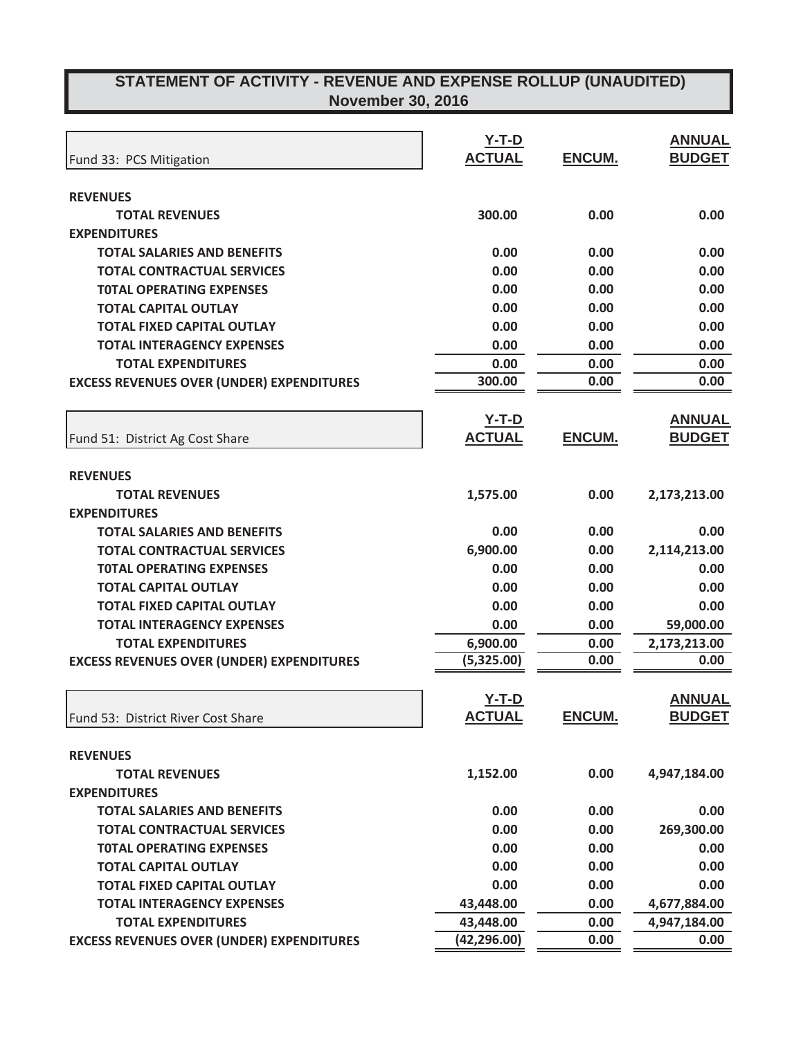# STATEMENT OF ACTIVITY - REVENUE AND EXPENSE ROLLUP (UNAUDITED)
## November 30, 2016

| Fund 33: PCS Mitigation | Y-T-D ACTUAL | ENCUM. | ANNUAL BUDGET |
|---|---|---|---|
| **REVENUES** | | | |
| **TOTAL REVENUES** | 300.00 | 0.00 | 0.00 |
| **EXPENDITURES** | | | |
| **TOTAL SALARIES AND BENEFITS** | 0.00 | 0.00 | 0.00 |
| **TOTAL CONTRACTUAL SERVICES** | 0.00 | 0.00 | 0.00 |
| **T0TAL OPERATING EXPENSES** | 0.00 | 0.00 | 0.00 |
| **TOTAL CAPITAL OUTLAY** | 0.00 | 0.00 | 0.00 |
| **TOTAL FIXED CAPITAL OUTLAY** | 0.00 | 0.00 | 0.00 |
| **TOTAL INTERAGENCY EXPENSES** | 0.00 | 0.00 | 0.00 |
| **TOTAL EXPENDITURES** | 0.00 | 0.00 | 0.00 |
| **EXCESS REVENUES OVER (UNDER) EXPENDITURES** | 300.00 | 0.00 | 0.00 |

| Fund 51: District Ag Cost Share | Y-T-D ACTUAL | ENCUM. | ANNUAL BUDGET |
|---|---|---|---|
| **REVENUES** | | | |
| **TOTAL REVENUES** | 1,575.00 | 0.00 | 2,173,213.00 |
| **EXPENDITURES** | | | |
| **TOTAL SALARIES AND BENEFITS** | 0.00 | 0.00 | 0.00 |
| **TOTAL CONTRACTUAL SERVICES** | 6,900.00 | 0.00 | 2,114,213.00 |
| **T0TAL OPERATING EXPENSES** | 0.00 | 0.00 | 0.00 |
| **TOTAL CAPITAL OUTLAY** | 0.00 | 0.00 | 0.00 |
| **TOTAL FIXED CAPITAL OUTLAY** | 0.00 | 0.00 | 0.00 |
| **TOTAL INTERAGENCY EXPENSES** | 0.00 | 0.00 | 59,000.00 |
| **TOTAL EXPENDITURES** | 6,900.00 | 0.00 | 2,173,213.00 |
| **EXCESS REVENUES OVER (UNDER) EXPENDITURES** | (5,325.00) | 0.00 | 0.00 |

| Fund 53: District River Cost Share | Y-T-D ACTUAL | ENCUM. | ANNUAL BUDGET |
|---|---|---|---|
| **REVENUES** | | | |
| **TOTAL REVENUES** | 1,152.00 | 0.00 | 4,947,184.00 |
| **EXPENDITURES** | | | |
| **TOTAL SALARIES AND BENEFITS** | 0.00 | 0.00 | 0.00 |
| **TOTAL CONTRACTUAL SERVICES** | 0.00 | 0.00 | 269,300.00 |
| **T0TAL OPERATING EXPENSES** | 0.00 | 0.00 | 0.00 |
| **TOTAL CAPITAL OUTLAY** | 0.00 | 0.00 | 0.00 |
| **TOTAL FIXED CAPITAL OUTLAY** | 0.00 | 0.00 | 0.00 |
| **TOTAL INTERAGENCY EXPENSES** | 43,448.00 | 0.00 | 4,677,884.00 |
| **TOTAL EXPENDITURES** | 43,448.00 | 0.00 | 4,947,184.00 |
| **EXCESS REVENUES OVER (UNDER) EXPENDITURES** | (42,296.00) | 0.00 | 0.00 |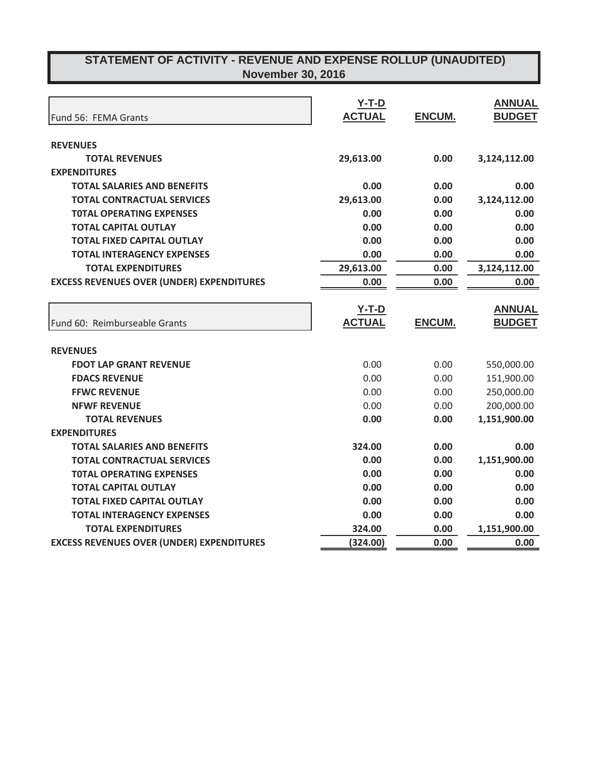# STATEMENT OF ACTIVITY - REVENUE AND EXPENSE ROLLUP (UNAUDITED)
## November 30, 2016

| Fund 56: FEMA Grants | Y-T-D ACTUAL | ENCUM. | ANNUAL BUDGET |
|---|---|---|---|
| **REVENUES** | | | |
| **TOTAL REVENUES** | **29,613.00** | **0.00** | **3,124,112.00** |
| **EXPENDITURES** | | | |
| **TOTAL SALARIES AND BENEFITS** | **0.00** | **0.00** | **0.00** |
| **TOTAL CONTRACTUAL SERVICES** | **29,613.00** | **0.00** | **3,124,112.00** |
| **T0TAL OPERATING EXPENSES** | **0.00** | **0.00** | **0.00** |
| **TOTAL CAPITAL OUTLAY** | **0.00** | **0.00** | **0.00** |
| **TOTAL FIXED CAPITAL OUTLAY** | **0.00** | **0.00** | **0.00** |
| **TOTAL INTERAGENCY EXPENSES** | **0.00** | **0.00** | **0.00** |
| **TOTAL EXPENDITURES** | **29,613.00** | **0.00** | **3,124,112.00** |
| **EXCESS REVENUES OVER (UNDER) EXPENDITURES** | **0.00** | **0.00** | **0.00** |

| Fund 60: Reimburseable Grants | Y-T-D ACTUAL | ENCUM. | ANNUAL BUDGET |
|---|---|---|---|
| **REVENUES** | | | |
| **FDOT LAP GRANT REVENUE** | 0.00 | 0.00 | 550,000.00 |
| **FDACS REVENUE** | 0.00 | 0.00 | 151,900.00 |
| **FFWC REVENUE** | 0.00 | 0.00 | 250,000.00 |
| **NFWF REVENUE** | 0.00 | 0.00 | 200,000.00 |
| **TOTAL REVENUES** | **0.00** | **0.00** | **1,151,900.00** |
| **EXPENDITURES** | | | |
| **TOTAL SALARIES AND BENEFITS** | **324.00** | **0.00** | **0.00** |
| **TOTAL CONTRACTUAL SERVICES** | **0.00** | **0.00** | **1,151,900.00** |
| **T0TAL OPERATING EXPENSES** | **0.00** | **0.00** | **0.00** |
| **TOTAL CAPITAL OUTLAY** | **0.00** | **0.00** | **0.00** |
| **TOTAL FIXED CAPITAL OUTLAY** | **0.00** | **0.00** | **0.00** |
| **TOTAL INTERAGENCY EXPENSES** | **0.00** | **0.00** | **0.00** |
| **TOTAL EXPENDITURES** | **324.00** | **0.00** | **1,151,900.00** |
| **EXCESS REVENUES OVER (UNDER) EXPENDITURES** | **(324.00)** | **0.00** | **0.00** |